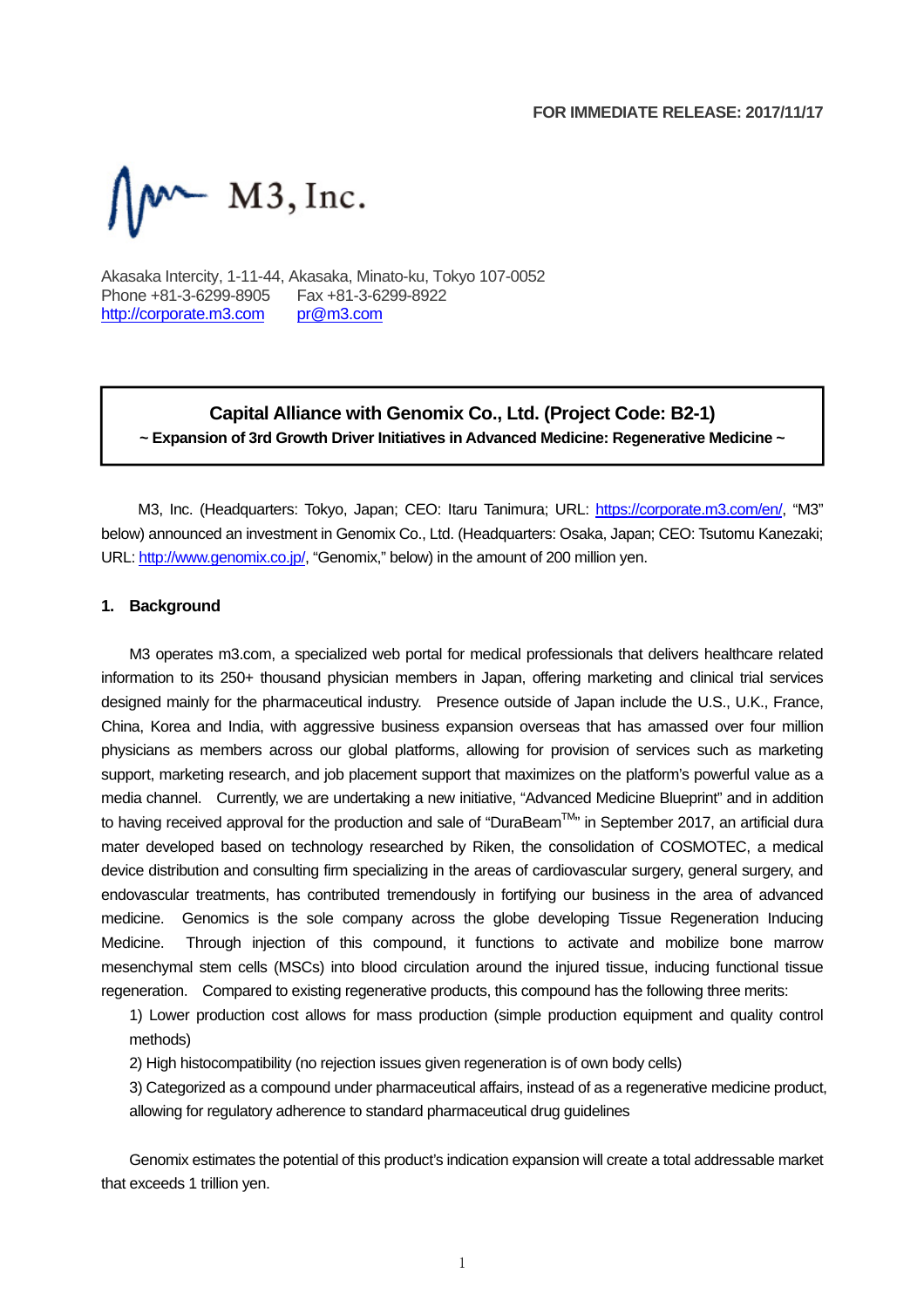**FOR IMMEDIATE RELEASE: 2017/11/17**

M3, Inc.

Akasaka Intercity, 1-11-44, Akasaka, Minato-ku, Tokyo 107-0052
Phone +81-3-6299-8905 Fax +81-3-6299-8922
http://corporate.m3.com pr@m3.com

## Capital Alliance with Genomix Co., Ltd. (Project Code: B2-1)

**~ Expansion of 3rd Growth Driver Initiatives in Advanced Medicine: Regenerative Medicine ~**

M3, Inc. (Headquarters: Tokyo, Japan; CEO: Itaru Tanimura; URL: https://corporate.m3.com/en/, "M3" below) announced an investment in Genomix Co., Ltd. (Headquarters: Osaka, Japan; CEO: Tsutomu Kanezaki; URL: http://www.genomix.co.jp/, "Genomix," below) in the amount of 200 million yen.

### 1. Background

M3 operates m3.com, a specialized web portal for medical professionals that delivers healthcare related information to its 250+ thousand physician members in Japan, offering marketing and clinical trial services designed mainly for the pharmaceutical industry. Presence outside of Japan include the U.S., U.K., France, China, Korea and India, with aggressive business expansion overseas that has amassed over four million physicians as members across our global platforms, allowing for provision of services such as marketing support, marketing research, and job placement support that maximizes on the platform's powerful value as a media channel. Currently, we are undertaking a new initiative, "Advanced Medicine Blueprint" and in addition to having received approval for the production and sale of "DuraBeam™" in September 2017, an artificial dura mater developed based on technology researched by Riken, the consolidation of COSMOTEC, a medical device distribution and consulting firm specializing in the areas of cardiovascular surgery, general surgery, and endovascular treatments, has contributed tremendously in fortifying our business in the area of advanced medicine. Genomics is the sole company across the globe developing Tissue Regeneration Inducing Medicine. Through injection of this compound, it functions to activate and mobilize bone marrow mesenchymal stem cells (MSCs) into blood circulation around the injured tissue, inducing functional tissue regeneration. Compared to existing regenerative products, this compound has the following three merits:

1) Lower production cost allows for mass production (simple production equipment and quality control methods)
2) High histocompatibility (no rejection issues given regeneration is of own body cells)
3) Categorized as a compound under pharmaceutical affairs, instead of as a regenerative medicine product, allowing for regulatory adherence to standard pharmaceutical drug guidelines

Genomix estimates the potential of this product's indication expansion will create a total addressable market that exceeds 1 trillion yen.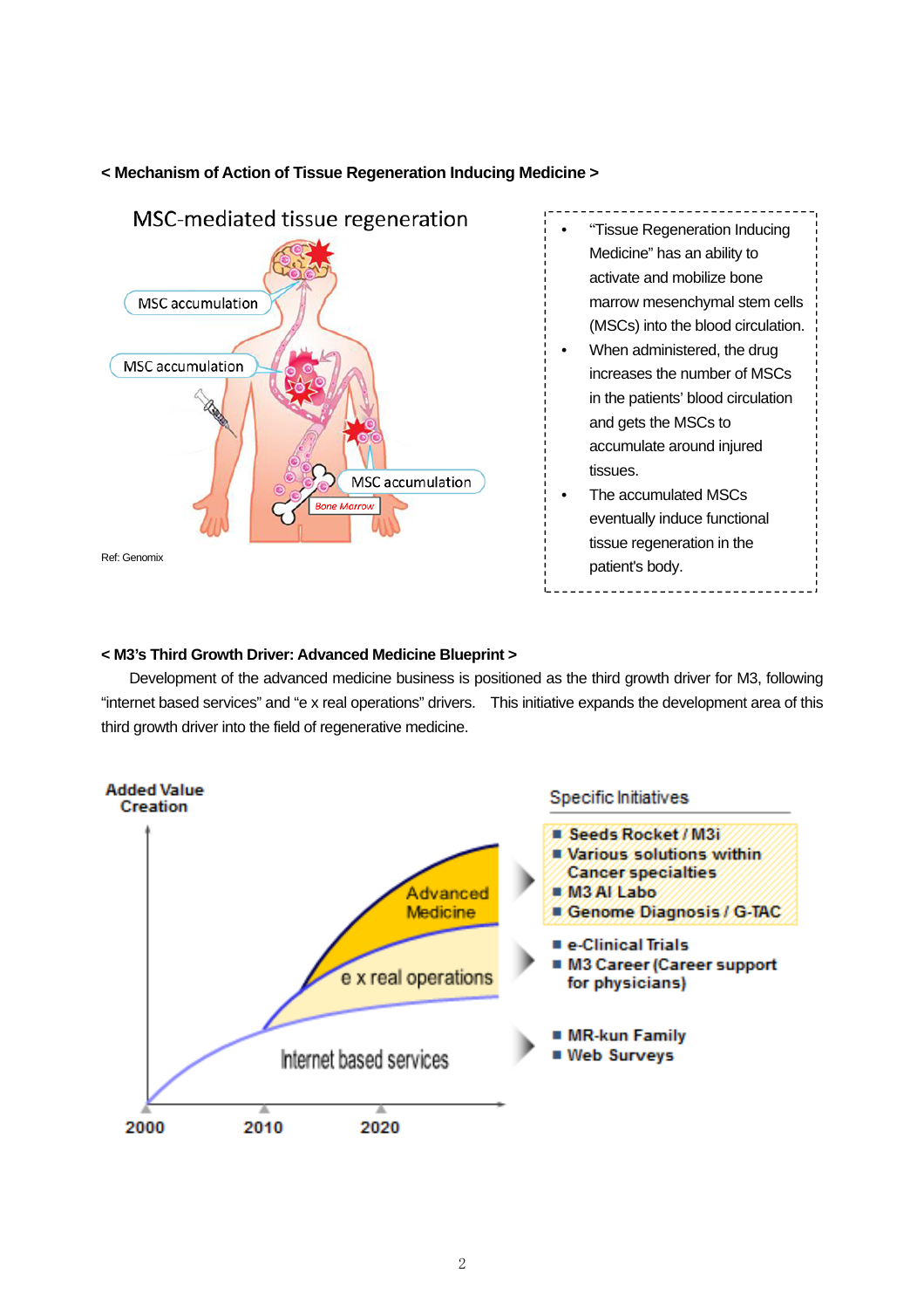**< Mechanism of Action of Tissue Regeneration Inducing Medicine >**

MSC-mediated tissue regeneration

MSC accumulation

MSC accumulation

MSC accumulation

Bone Marrow

Ref: Genomix

- "Tissue Regeneration Inducing Medicine" has an ability to activate and mobilize bone marrow mesenchymal stem cells (MSCs) into the blood circulation.
- When administered, the drug increases the number of MSCs in the patients' blood circulation and gets the MSCs to accumulate around injured tissues.
- The accumulated MSCs eventually induce functional tissue regeneration in the patient's body.

**< M3's Third Growth Driver: Advanced Medicine Blueprint >**

Development of the advanced medicine business is positioned as the third growth driver for M3, following "internet based services" and "e x real operations" drivers. This initiative expands the development area of this third growth driver into the field of regenerative medicine.

Added Value Creation

Advanced Medicine

e x real operations

Internet based services

2000 2010 2020

Specific Initiatives

- Seeds Rocket / M3i
- Various solutions within Cancer specialties
- M3 AI Labo
- Genome Diagnosis / G-TAC

- e-Clinical Trials
- M3 Career (Career support for physicians)

- MR-kun Family
- Web Surveys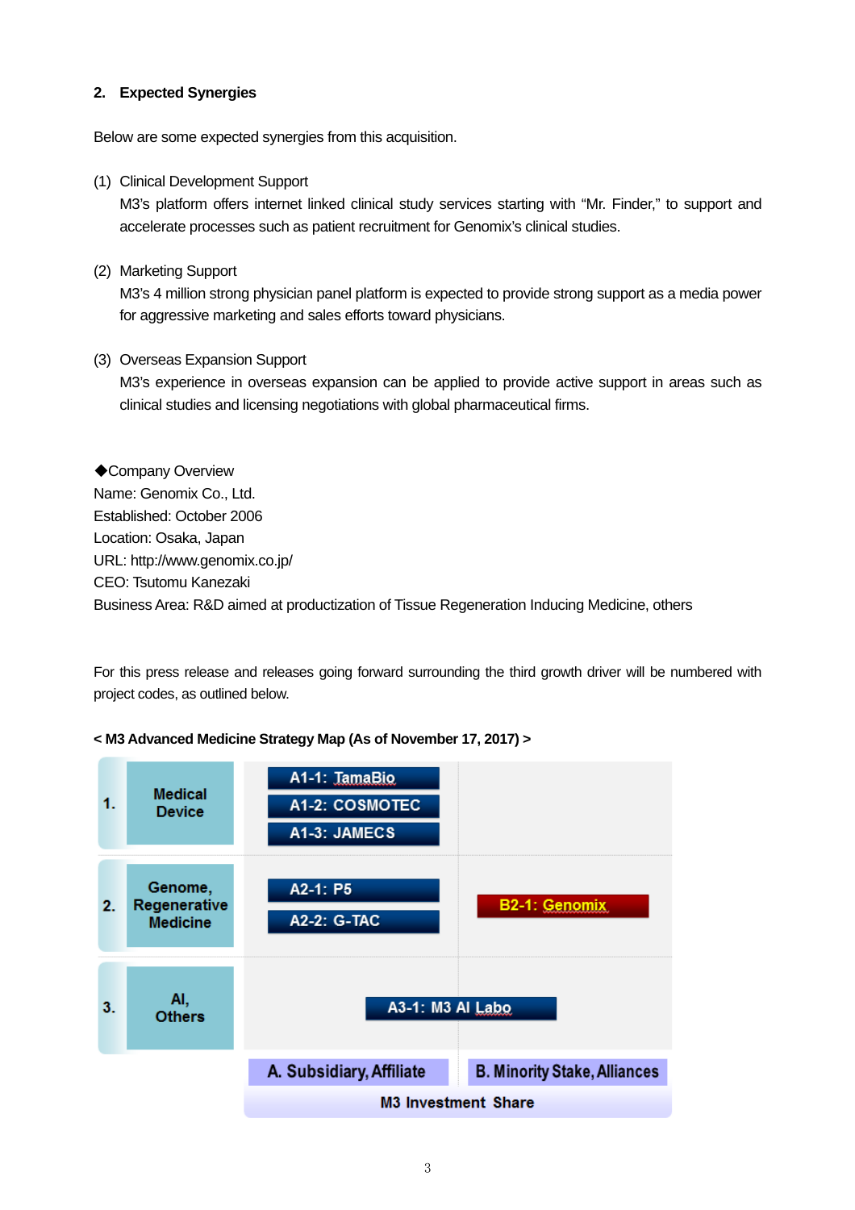## 2. Expected Synergies

Below are some expected synergies from this acquisition.

(1) Clinical Development Support
M3's platform offers internet linked clinical study services starting with "Mr. Finder," to support and accelerate processes such as patient recruitment for Genomix's clinical studies.

(2) Marketing Support
M3's 4 million strong physician panel platform is expected to provide strong support as a media power for aggressive marketing and sales efforts toward physicians.

(3) Overseas Expansion Support
M3's experience in overseas expansion can be applied to provide active support in areas such as clinical studies and licensing negotiations with global pharmaceutical firms.

◆Company Overview
Name: Genomix Co., Ltd.
Established: October 2006
Location: Osaka, Japan
URL: http://www.genomix.co.jp/
CEO: Tsutomu Kanezaki
Business Area: R&D aimed at productization of Tissue Regeneration Inducing Medicine, others

For this press release and releases going forward surrounding the third growth driver will be numbered with project codes, as outlined below.

**< M3 Advanced Medicine Strategy Map (As of November 17, 2017) >**

| | | A. Subsidiary, Affiliate | B. Minority Stake, Alliances |
|---|---|---|---|
| 1. | Medical Device | A1-1: TamaBio<br>A1-2: COSMOTEC<br>A1-3: JAMECS | |
| 2. | Genome, Regenerative Medicine | A2-1: P5<br>A2-2: G-TAC | B2-1: Genomix |
| 3. | AI, Others | A3-1: M3 AI Labo | |

M3 Investment Share